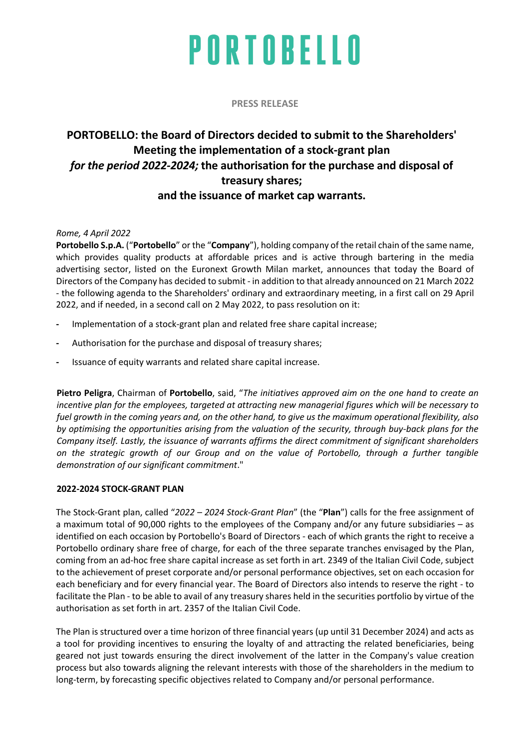# PORTOBELLO

**PRESS RELEASE**

## PORTOBELLO: the Board of Directors decided to submit to the Shareholders' Meeting the implementation of a stock-grant plan *for the period 2022-2024;* the authorisation for the purchase and disposal of treasury shares; and the issuance of market cap warrants.

*Rome, 4 April 2022*

**Portobello S.p.A.** ("**Portobello**" or the "**Company**"), holding company of the retail chain of the same name, which provides quality products at affordable prices and is active through bartering in the media advertising sector, listed on the Euronext Growth Milan market, announces that today the Board of Directors of the Company has decided to submit - in addition to that already announced on 21 March 2022 - the following agenda to the Shareholders' ordinary and extraordinary meeting, in a first call on 29 April 2022, and if needed, in a second call on 2 May 2022, to pass resolution on it:

- Implementation of a stock-grant plan and related free share capital increase;
- Authorisation for the purchase and disposal of treasury shares;
- Issuance of equity warrants and related share capital increase.

**Pietro Peligra**, Chairman of **Portobello**, said, "*The initiatives approved aim on the one hand to create an incentive plan for the employees, targeted at attracting new managerial figures which will be necessary to fuel growth in the coming years and, on the other hand, to give us the maximum operational flexibility, also by optimising the opportunities arising from the valuation of the security, through buy-back plans for the Company itself. Lastly, the issuance of warrants affirms the direct commitment of significant shareholders on the strategic growth of our Group and on the value of Portobello, through a further tangible demonstration of our significant commitment*."

### 2022-2024 STOCK-GRANT PLAN

The Stock-Grant plan, called "*2022 – 2024 Stock-Grant Plan*" (the "**Plan**") calls for the free assignment of a maximum total of 90,000 rights to the employees of the Company and/or any future subsidiaries – as identified on each occasion by Portobello's Board of Directors - each of which grants the right to receive a Portobello ordinary share free of charge, for each of the three separate tranches envisaged by the Plan, coming from an ad-hoc free share capital increase as set forth in art. 2349 of the Italian Civil Code, subject to the achievement of preset corporate and/or personal performance objectives, set on each occasion for each beneficiary and for every financial year. The Board of Directors also intends to reserve the right - to facilitate the Plan - to be able to avail of any treasury shares held in the securities portfolio by virtue of the authorisation as set forth in art. 2357 of the Italian Civil Code.

The Plan is structured over a time horizon of three financial years (up until 31 December 2024) and acts as a tool for providing incentives to ensuring the loyalty of and attracting the related beneficiaries, being geared not just towards ensuring the direct involvement of the latter in the Company's value creation process but also towards aligning the relevant interests with those of the shareholders in the medium to long-term, by forecasting specific objectives related to Company and/or personal performance.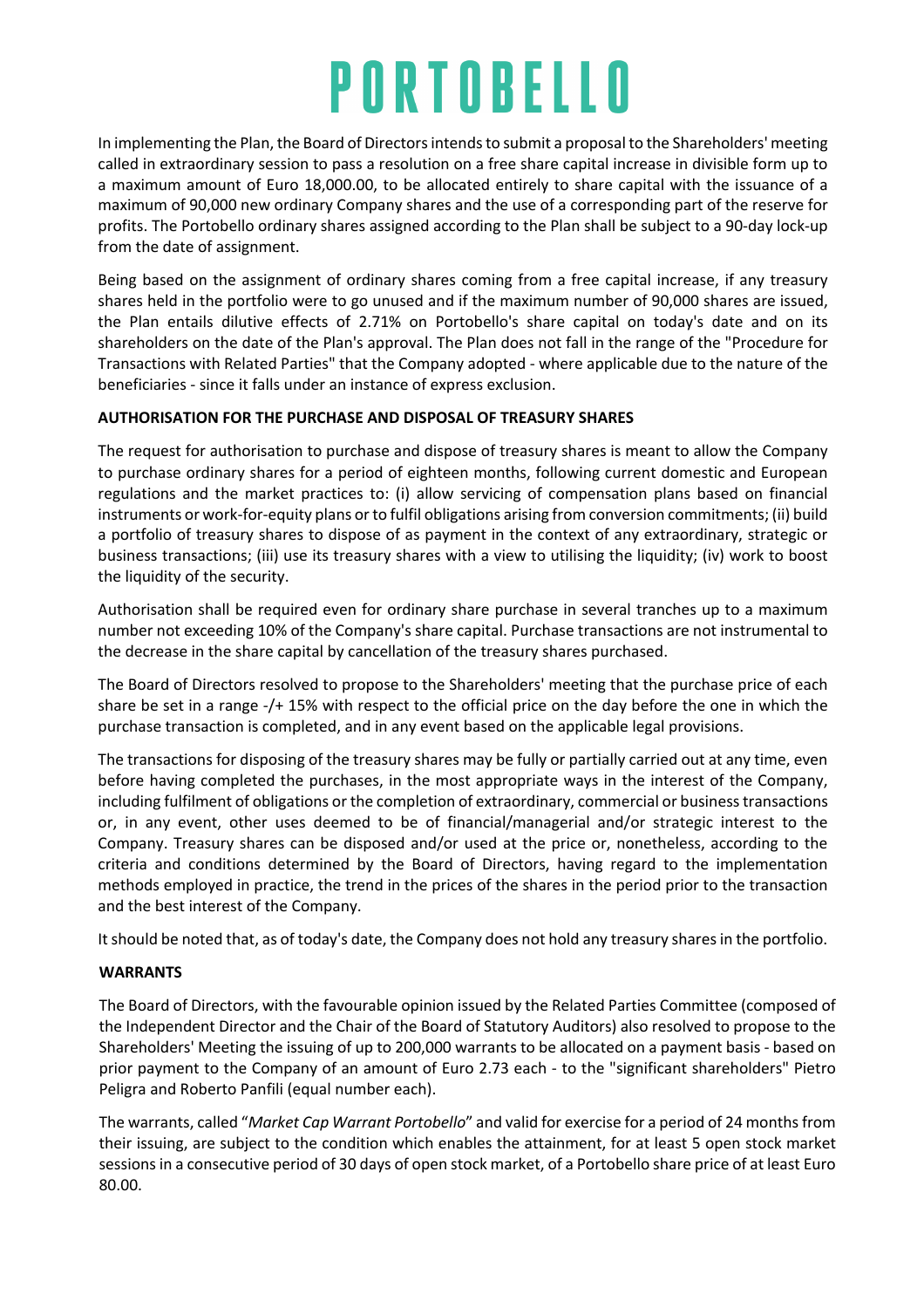In implementing the Plan, the Board of Directors intends to submit a proposal to the Shareholders' meeting called in extraordinary session to pass a resolution on a free share capital increase in divisible form up to a maximum amount of Euro 18,000.00, to be allocated entirely to share capital with the issuance of a maximum of 90,000 new ordinary Company shares and the use of a corresponding part of the reserve for profits. The Portobello ordinary shares assigned according to the Plan shall be subject to a 90-day lock-up from the date of assignment.

Being based on the assignment of ordinary shares coming from a free capital increase, if any treasury shares held in the portfolio were to go unused and if the maximum number of 90,000 shares are issued, the Plan entails dilutive effects of 2.71% on Portobello's share capital on today's date and on its shareholders on the date of the Plan's approval. The Plan does not fall in the range of the "Procedure for Transactions with Related Parties" that the Company adopted - where applicable due to the nature of the beneficiaries - since it falls under an instance of express exclusion.

**AUTHORISATION FOR THE PURCHASE AND DISPOSAL OF TREASURY SHARES**

The request for authorisation to purchase and dispose of treasury shares is meant to allow the Company to purchase ordinary shares for a period of eighteen months, following current domestic and European regulations and the market practices to: (i) allow servicing of compensation plans based on financial instruments or work-for-equity plans or to fulfil obligations arising from conversion commitments; (ii) build a portfolio of treasury shares to dispose of as payment in the context of any extraordinary, strategic or business transactions; (iii) use its treasury shares with a view to utilising the liquidity; (iv) work to boost the liquidity of the security.

Authorisation shall be required even for ordinary share purchase in several tranches up to a maximum number not exceeding 10% of the Company's share capital. Purchase transactions are not instrumental to the decrease in the share capital by cancellation of the treasury shares purchased.

The Board of Directors resolved to propose to the Shareholders' meeting that the purchase price of each share be set in a range -/+ 15% with respect to the official price on the day before the one in which the purchase transaction is completed, and in any event based on the applicable legal provisions.

The transactions for disposing of the treasury shares may be fully or partially carried out at any time, even before having completed the purchases, in the most appropriate ways in the interest of the Company, including fulfilment of obligations or the completion of extraordinary, commercial or business transactions or, in any event, other uses deemed to be of financial/managerial and/or strategic interest to the Company. Treasury shares can be disposed and/or used at the price or, nonetheless, according to the criteria and conditions determined by the Board of Directors, having regard to the implementation methods employed in practice, the trend in the prices of the shares in the period prior to the transaction and the best interest of the Company.

It should be noted that, as of today's date, the Company does not hold any treasury shares in the portfolio.

**WARRANTS**

The Board of Directors, with the favourable opinion issued by the Related Parties Committee (composed of the Independent Director and the Chair of the Board of Statutory Auditors) also resolved to propose to the Shareholders' Meeting the issuing of up to 200,000 warrants to be allocated on a payment basis - based on prior payment to the Company of an amount of Euro 2.73 each - to the "significant shareholders" Pietro Peligra and Roberto Panfili (equal number each).

The warrants, called "*Market Cap Warrant Portobello*" and valid for exercise for a period of 24 months from their issuing, are subject to the condition which enables the attainment, for at least 5 open stock market sessions in a consecutive period of 30 days of open stock market, of a Portobello share price of at least Euro 80.00.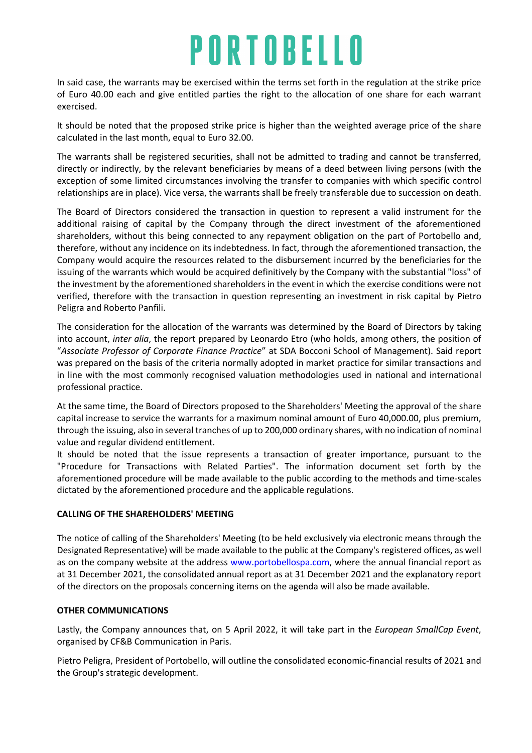In said case, the warrants may be exercised within the terms set forth in the regulation at the strike price of Euro 40.00 each and give entitled parties the right to the allocation of one share for each warrant exercised.

It should be noted that the proposed strike price is higher than the weighted average price of the share calculated in the last month, equal to Euro 32.00.

The warrants shall be registered securities, shall not be admitted to trading and cannot be transferred, directly or indirectly, by the relevant beneficiaries by means of a deed between living persons (with the exception of some limited circumstances involving the transfer to companies with which specific control relationships are in place). Vice versa, the warrants shall be freely transferable due to succession on death.

The Board of Directors considered the transaction in question to represent a valid instrument for the additional raising of capital by the Company through the direct investment of the aforementioned shareholders, without this being connected to any repayment obligation on the part of Portobello and, therefore, without any incidence on its indebtedness. In fact, through the aforementioned transaction, the Company would acquire the resources related to the disbursement incurred by the beneficiaries for the issuing of the warrants which would be acquired definitively by the Company with the substantial "loss" of the investment by the aforementioned shareholders in the event in which the exercise conditions were not verified, therefore with the transaction in question representing an investment in risk capital by Pietro Peligra and Roberto Panfili.

The consideration for the allocation of the warrants was determined by the Board of Directors by taking into account, *inter alia*, the report prepared by Leonardo Etro (who holds, among others, the position of "*Associate Professor of Corporate Finance Practice*" at SDA Bocconi School of Management). Said report was prepared on the basis of the criteria normally adopted in market practice for similar transactions and in line with the most commonly recognised valuation methodologies used in national and international professional practice.

At the same time, the Board of Directors proposed to the Shareholders' Meeting the approval of the share capital increase to service the warrants for a maximum nominal amount of Euro 40,000.00, plus premium, through the issuing, also in several tranches of up to 200,000 ordinary shares, with no indication of nominal value and regular dividend entitlement.
It should be noted that the issue represents a transaction of greater importance, pursuant to the "Procedure for Transactions with Related Parties". The information document set forth by the aforementioned procedure will be made available to the public according to the methods and time-scales dictated by the aforementioned procedure and the applicable regulations.

**CALLING OF THE SHAREHOLDERS' MEETING**

The notice of calling of the Shareholders' Meeting (to be held exclusively via electronic means through the Designated Representative) will be made available to the public at the Company's registered offices, as well as on the company website at the address www.portobellospa.com, where the annual financial report as at 31 December 2021, the consolidated annual report as at 31 December 2021 and the explanatory report of the directors on the proposals concerning items on the agenda will also be made available.

**OTHER COMMUNICATIONS**

Lastly, the Company announces that, on 5 April 2022, it will take part in the *European SmallCap Event*, organised by CF&B Communication in Paris.

Pietro Peligra, President of Portobello, will outline the consolidated economic-financial results of 2021 and the Group's strategic development.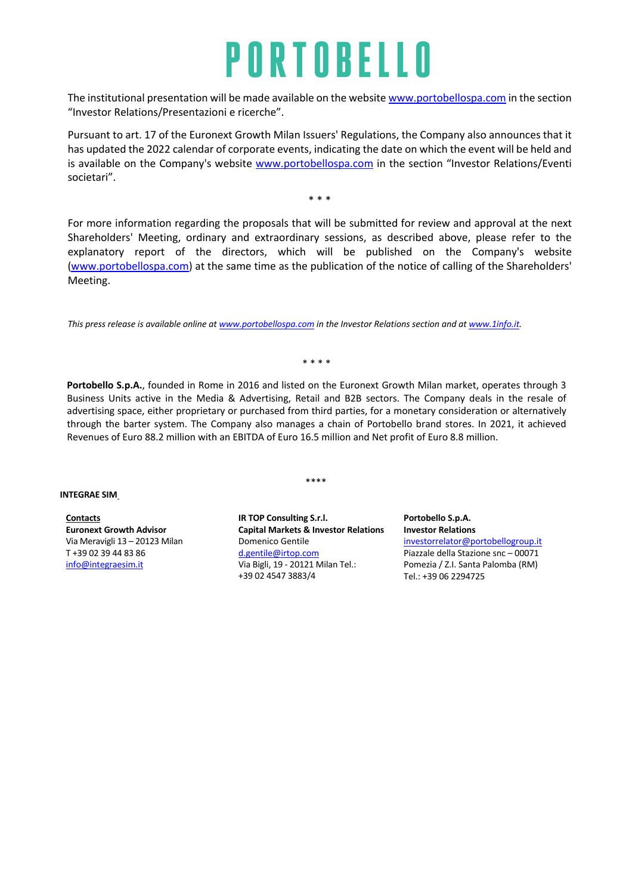# PORTOBELLO

The institutional presentation will be made available on the website www.portobellospa.com in the section "Investor Relations/Presentazioni e ricerche".

Pursuant to art. 17 of the Euronext Growth Milan Issuers' Regulations, the Company also announces that it has updated the 2022 calendar of corporate events, indicating the date on which the event will be held and is available on the Company's website www.portobellospa.com in the section "Investor Relations/Eventi societari".

\* \* \*

For more information regarding the proposals that will be submitted for review and approval at the next Shareholders' Meeting, ordinary and extraordinary sessions, as described above, please refer to the explanatory report of the directors, which will be published on the Company's website (www.portobellospa.com) at the same time as the publication of the notice of calling of the Shareholders' Meeting.

*This press release is available online at www.portobellospa.com in the Investor Relations section and at www.1info.it.*

\* \* \* \*

**Portobello S.p.A.**, founded in Rome in 2016 and listed on the Euronext Growth Milan market, operates through 3 Business Units active in the Media & Advertising, Retail and B2B sectors. The Company deals in the resale of advertising space, either proprietary or purchased from third parties, for a monetary consideration or alternatively through the barter system. The Company also manages a chain of Portobello brand stores. In 2021, it achieved Revenues of Euro 88.2 million with an EBITDA of Euro 16.5 million and Net profit of Euro 8.8 million.

\*\*\*\*

**INTEGRAE SIM**

**Contacts**
**Euronext Growth Advisor**
Via Meravigli 13 – 20123 Milan
T +39 02 39 44 83 86
info@integraesim.it

**IR TOP Consulting S.r.l.**
**Capital Markets & Investor Relations**
Domenico Gentile
d.gentile@irtop.com
Via Bigli, 19 - 20121 Milan Tel.: +39 02 4547 3883/4

**Portobello S.p.A.**
**Investor Relations**
investorrelator@portobellogroup.it
Piazzale della Stazione snc – 00071 Pomezia / Z.I. Santa Palomba (RM)
Tel.: +39 06 2294725